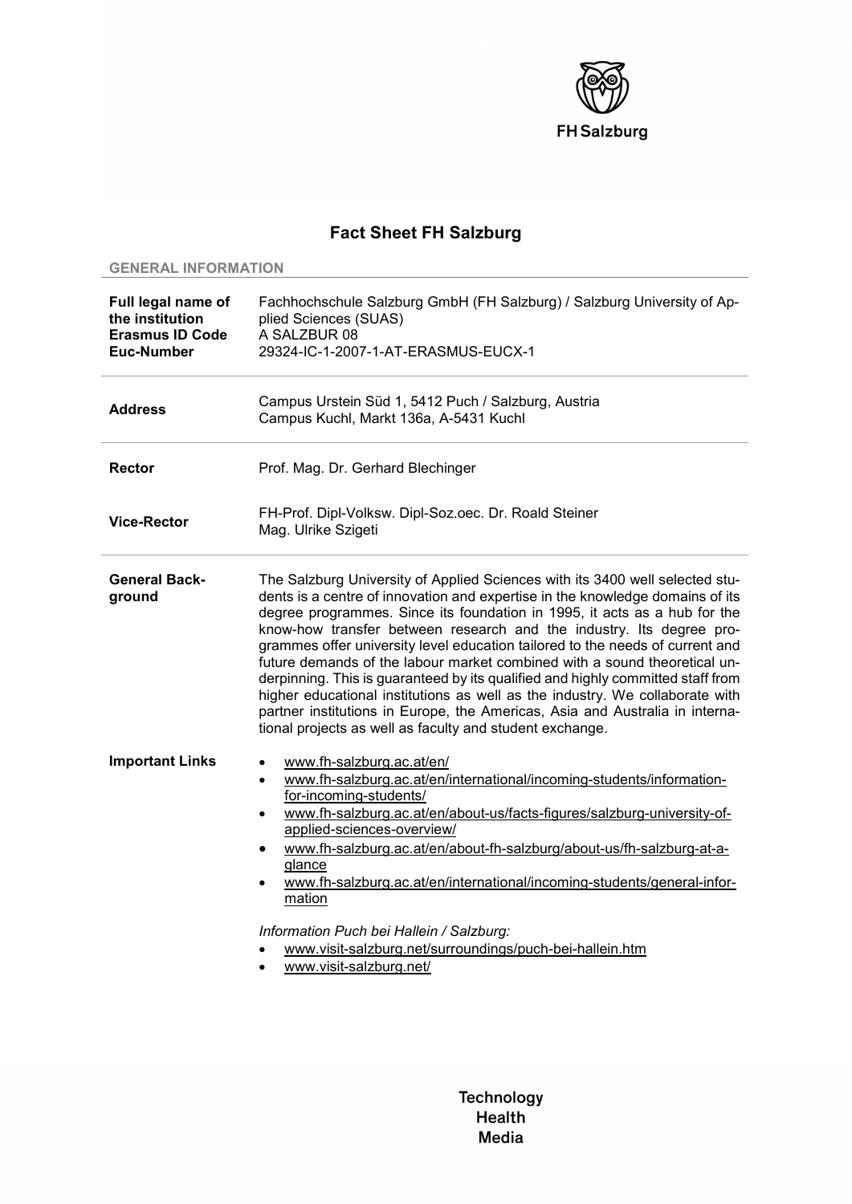FH Salzburg

# Fact Sheet FH Salzburg

## GENERAL INFORMATION

| | |
|---|---|
| **Full legal name of the institution** | Fachhochschule Salzburg GmbH (FH Salzburg) / Salzburg University of Applied Sciences (SUAS) |
| **Erasmus ID Code** | A SALZBUR 08 |
| **Euc-Number** | 29324-IC-1-2007-1-AT-ERASMUS-EUCX-1 |
| **Address** | Campus Urstein Süd 1, 5412 Puch / Salzburg, Austria<br>Campus Kuchl, Markt 136a, A-5431 Kuchl |
| **Rector** | Prof. Mag. Dr. Gerhard Blechinger |
| **Vice-Rector** | FH-Prof. Dipl-Volksw. Dipl-Soz.oec. Dr. Roald Steiner<br>Mag. Ulrike Szigeti |
| **General Background** | The Salzburg University of Applied Sciences with its 3400 well selected students is a centre of innovation and expertise in the knowledge domains of its degree programmes. Since its foundation in 1995, it acts as a hub for the know-how transfer between research and the industry. Its degree programmes offer university level education tailored to the needs of current and future demands of the labour market combined with a sound theoretical underpinning. This is guaranteed by its qualified and highly committed staff from higher educational institutions as well as the industry. We collaborate with partner institutions in Europe, the Americas, Asia and Australia in international projects as well as faculty and student exchange. |

**Important Links**

- www.fh-salzburg.ac.at/en/
- www.fh-salzburg.ac.at/en/international/incoming-students/information-for-incoming-students/
- www.fh-salzburg.ac.at/en/about-us/facts-figures/salzburg-university-of-applied-sciences-overview/
- www.fh-salzburg.ac.at/en/about-fh-salzburg/about-us/fh-salzburg-at-a-glance
- www.fh-salzburg.ac.at/en/international/incoming-students/general-information

*Information Puch bei Hallein / Salzburg:*

- www.visit-salzburg.net/surroundings/puch-bei-hallein.htm
- www.visit-salzburg.net/

Technology
Health
Media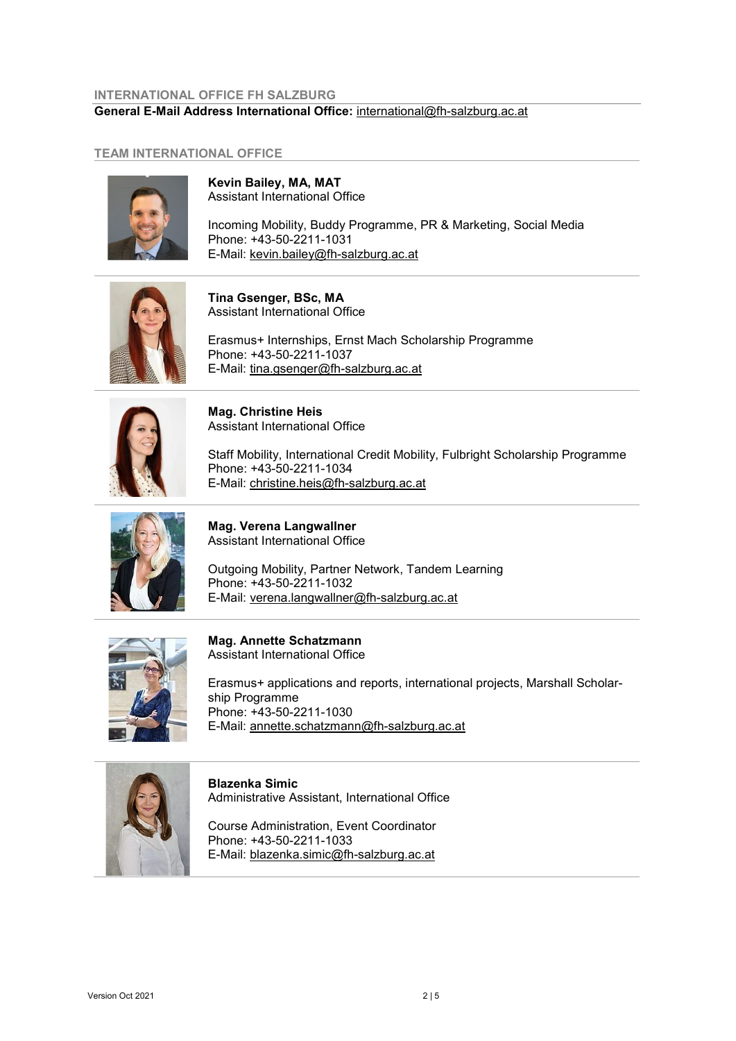## INTERNATIONAL OFFICE FH SALZBURG

**General E-Mail Address International Office:** international@fh-salzburg.ac.at

## TEAM INTERNATIONAL OFFICE

**Kevin Bailey, MA, MAT**
Assistant International Office

Incoming Mobility, Buddy Programme, PR & Marketing, Social Media
Phone: +43-50-2211-1031
E-Mail: kevin.bailey@fh-salzburg.ac.at

**Tina Gsenger, BSc, MA**
Assistant International Office

Erasmus+ Internships, Ernst Mach Scholarship Programme
Phone: +43-50-2211-1037
E-Mail: tina.gsenger@fh-salzburg.ac.at

**Mag. Christine Heis**
Assistant International Office

Staff Mobility, International Credit Mobility, Fulbright Scholarship Programme
Phone: +43-50-2211-1034
E-Mail: christine.heis@fh-salzburg.ac.at

**Mag. Verena Langwallner**
Assistant International Office

Outgoing Mobility, Partner Network, Tandem Learning
Phone: +43-50-2211-1032
E-Mail: verena.langwallner@fh-salzburg.ac.at

**Mag. Annette Schatzmann**
Assistant International Office

Erasmus+ applications and reports, international projects, Marshall Scholarship Programme
Phone: +43-50-2211-1030
E-Mail: annette.schatzmann@fh-salzburg.ac.at

**Blazenka Simic**
Administrative Assistant, International Office

Course Administration, Event Coordinator
Phone: +43-50-2211-1033
E-Mail: blazenka.simic@fh-salzburg.ac.at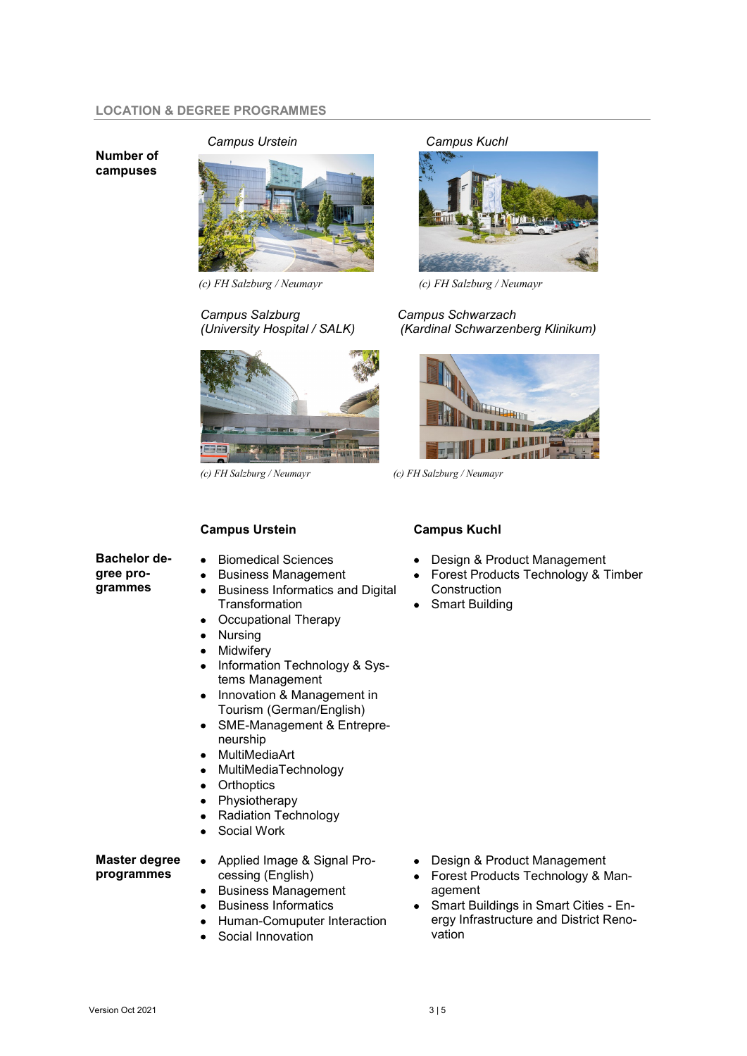## LOCATION & DEGREE PROGRAMMES

**Number of campuses**

*Campus Urstein*

(c) FH Salzburg / Neumayr

*Campus Kuchl*

(c) FH Salzburg / Neumayr

*Campus Salzburg (University Hospital / SALK)*

(c) FH Salzburg / Neumayr

*Campus Schwarzach (Kardinal Schwarzenberg Klinikum)*

(c) FH Salzburg / Neumayr

### Bachelor degree programmes

**Campus Urstein**

- Biomedical Sciences
- Business Management
- Business Informatics and Digital Transformation
- Occupational Therapy
- Nursing
- Midwifery
- Information Technology & Systems Management
- Innovation & Management in Tourism (German/English)
- SME-Management & Entrepreneurship
- MultiMediaArt
- MultiMediaTechnology
- Orthoptics
- Physiotherapy
- Radiation Technology
- Social Work

**Campus Kuchl**

- Design & Product Management
- Forest Products Technology & Timber Construction
- Smart Building

### Master degree programmes

**Campus Urstein**

- Applied Image & Signal Processing (English)
- Business Management
- Business Informatics
- Human-Comuputer Interaction
- Social Innovation

**Campus Kuchl**

- Design & Product Management
- Forest Products Technology & Management
- Smart Buildings in Smart Cities - Energy Infrastructure and District Renovation

Version Oct 2021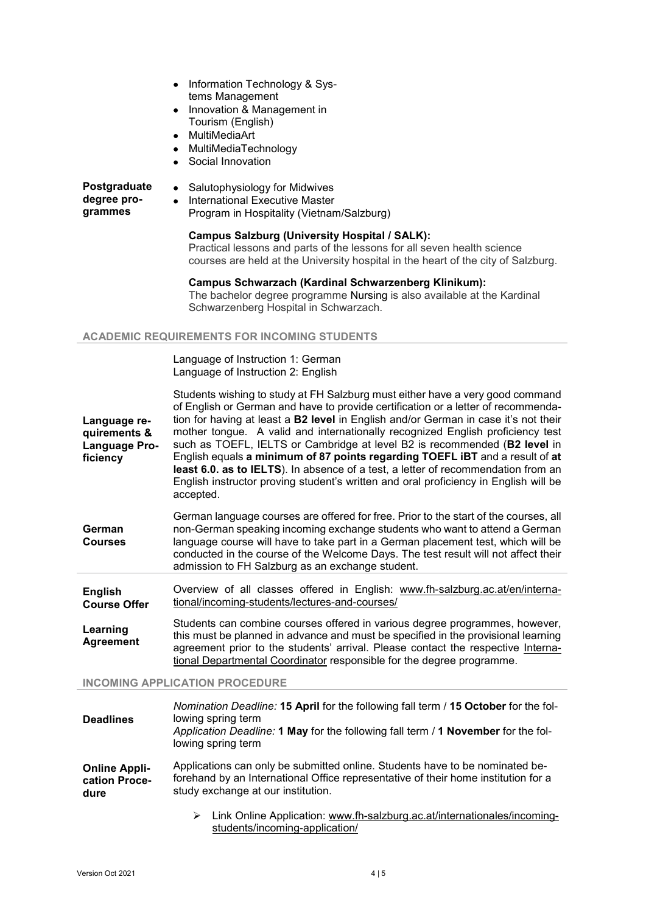- Information Technology & Systems Management
- Innovation & Management in Tourism (English)
- MultiMediaArt
- MultiMediaTechnology
- Social Innovation

**Postgraduate degree programmes**

- Salutophysiology for Midwives
- International Executive Master Program in Hospitality (Vietnam/Salzburg)

**Campus Salzburg (University Hospital / SALK):**
Practical lessons and parts of the lessons for all seven health science courses are held at the University hospital in the heart of the city of Salzburg.

**Campus Schwarzach (Kardinal Schwarzenberg Klinikum):**
The bachelor degree programme Nursing is also available at the Kardinal Schwarzenberg Hospital in Schwarzach.

## ACADEMIC REQUIREMENTS FOR INCOMING STUDENTS

Language of Instruction 1: German
Language of Instruction 2: English

**Language requirements & Language Proficiency**

Students wishing to study at FH Salzburg must either have a very good command of English or German and have to provide certification or a letter of recommendation for having at least a **B2 level** in English and/or German in case it's not their mother tongue. A valid and internationally recognized English proficiency test such as TOEFL, IELTS or Cambridge at level B2 is recommended (**B2 level** in English equals **a minimum of 87 points regarding TOEFL iBT** and a result of **at least 6.0. as to IELTS**). In absence of a test, a letter of recommendation from an English instructor proving student's written and oral proficiency in English will be accepted.

**German Courses**

German language courses are offered for free. Prior to the start of the courses, all non-German speaking incoming exchange students who want to attend a German language course will have to take part in a German placement test, which will be conducted in the course of the Welcome Days. The test result will not affect their admission to FH Salzburg as an exchange student.

**English Course Offer**

Overview of all classes offered in English: www.fh-salzburg.ac.at/en/international/incoming-students/lectures-and-courses/

**Learning Agreement**

Students can combine courses offered in various degree programmes, however, this must be planned in advance and must be specified in the provisional learning agreement prior to the students' arrival. Please contact the respective International Departmental Coordinator responsible for the degree programme.

## INCOMING APPLICATION PROCEDURE

**Deadlines**

*Nomination Deadline:* **15 April** for the following fall term / **15 October** for the following spring term
*Application Deadline:* **1 May** for the following fall term / **1 November** for the following spring term

**Online Application Procedure**

Applications can only be submitted online. Students have to be nominated beforehand by an International Office representative of their home institution for a study exchange at our institution.

- Link Online Application: www.fh-salzburg.ac.at/internationales/incoming-students/incoming-application/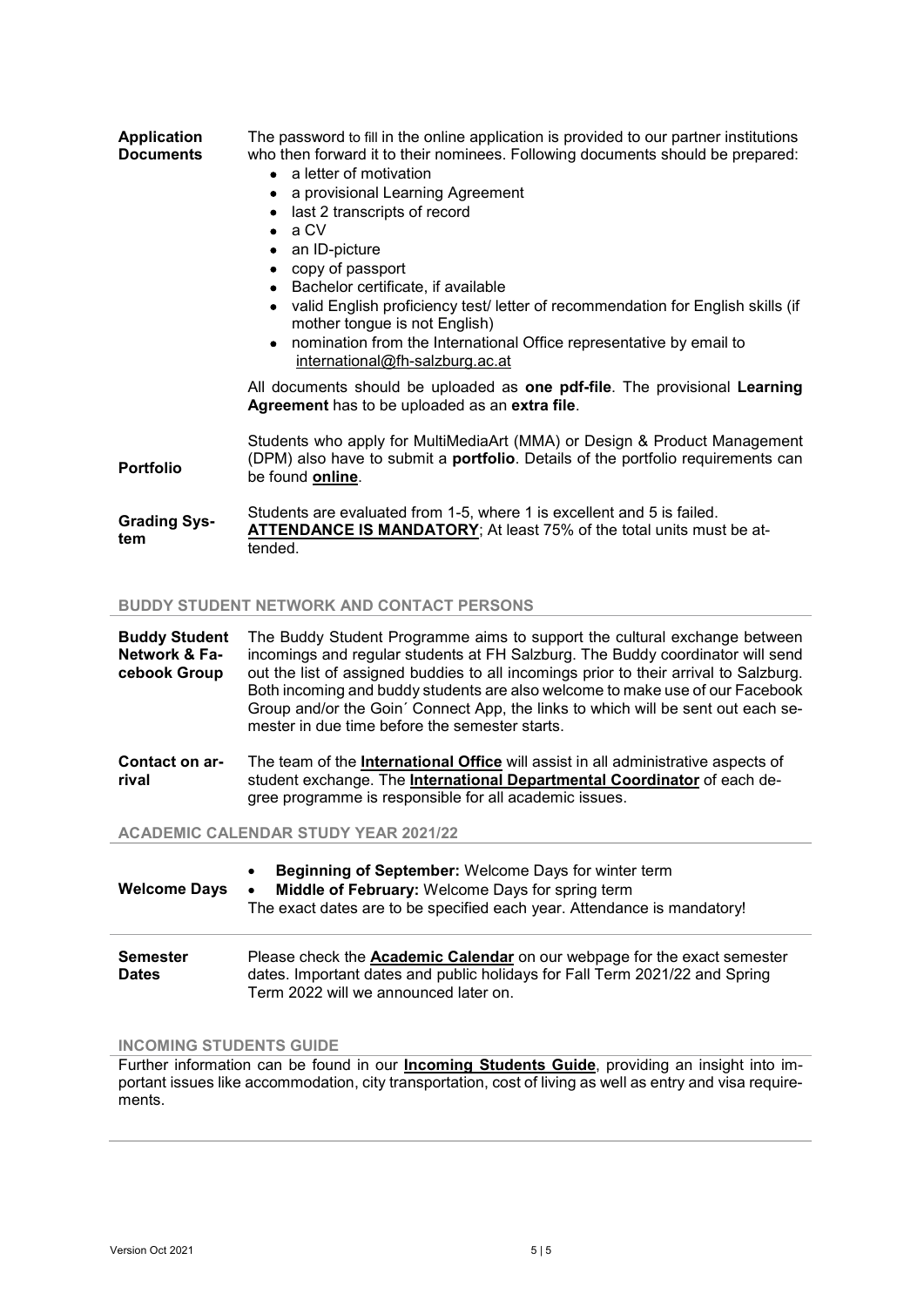| | |
|---|---|
| **Application Documents** | The password to fill in the online application is provided to our partner institutions who then forward it to their nominees. Following documents should be prepared:<br>• a letter of motivation<br>• a provisional Learning Agreement<br>• last 2 transcripts of record<br>• a CV<br>• an ID-picture<br>• copy of passport<br>• Bachelor certificate, if available<br>• valid English proficiency test/ letter of recommendation for English skills (if mother tongue is not English)<br>• nomination from the International Office representative by email to international@fh-salzburg.ac.at<br><br>All documents should be uploaded as **one pdf-file**. The provisional **Learning Agreement** has to be uploaded as an **extra file**. |
| **Portfolio** | Students who apply for MultiMediaArt (MMA) or Design & Product Management (DPM) also have to submit a **portfolio**. Details of the portfolio requirements can be found **online**. |
| **Grading System** | Students are evaluated from 1-5, where 1 is excellent and 5 is failed.<br>**ATTENDANCE IS MANDATORY**; At least 75% of the total units must be attended. |

## BUDDY STUDENT NETWORK AND CONTACT PERSONS

| | |
|---|---|
| **Buddy Student Network & Facebook Group** | The Buddy Student Programme aims to support the cultural exchange between incomings and regular students at FH Salzburg. The Buddy coordinator will send out the list of assigned buddies to all incomings prior to their arrival to Salzburg. Both incoming and buddy students are also welcome to make use of our Facebook Group and/or the Goin´ Connect App, the links to which will be sent out each semester in due time before the semester starts. |
| **Contact on arrival** | The team of the **International Office** will assist in all administrative aspects of student exchange. The **International Departmental Coordinator** of each degree programme is responsible for all academic issues. |

## ACADEMIC CALENDAR STUDY YEAR 2021/22

| | |
|---|---|
| **Welcome Days** | • **Beginning of September:** Welcome Days for winter term<br>• **Middle of February:** Welcome Days for spring term<br>The exact dates are to be specified each year. Attendance is mandatory! |
| **Semester Dates** | Please check the **Academic Calendar** on our webpage for the exact semester dates. Important dates and public holidays for Fall Term 2021/22 and Spring Term 2022 will we announced later on. |

## INCOMING STUDENTS GUIDE

Further information can be found in our **Incoming Students Guide**, providing an insight into important issues like accommodation, city transportation, cost of living as well as entry and visa requirements.

Version Oct 2021